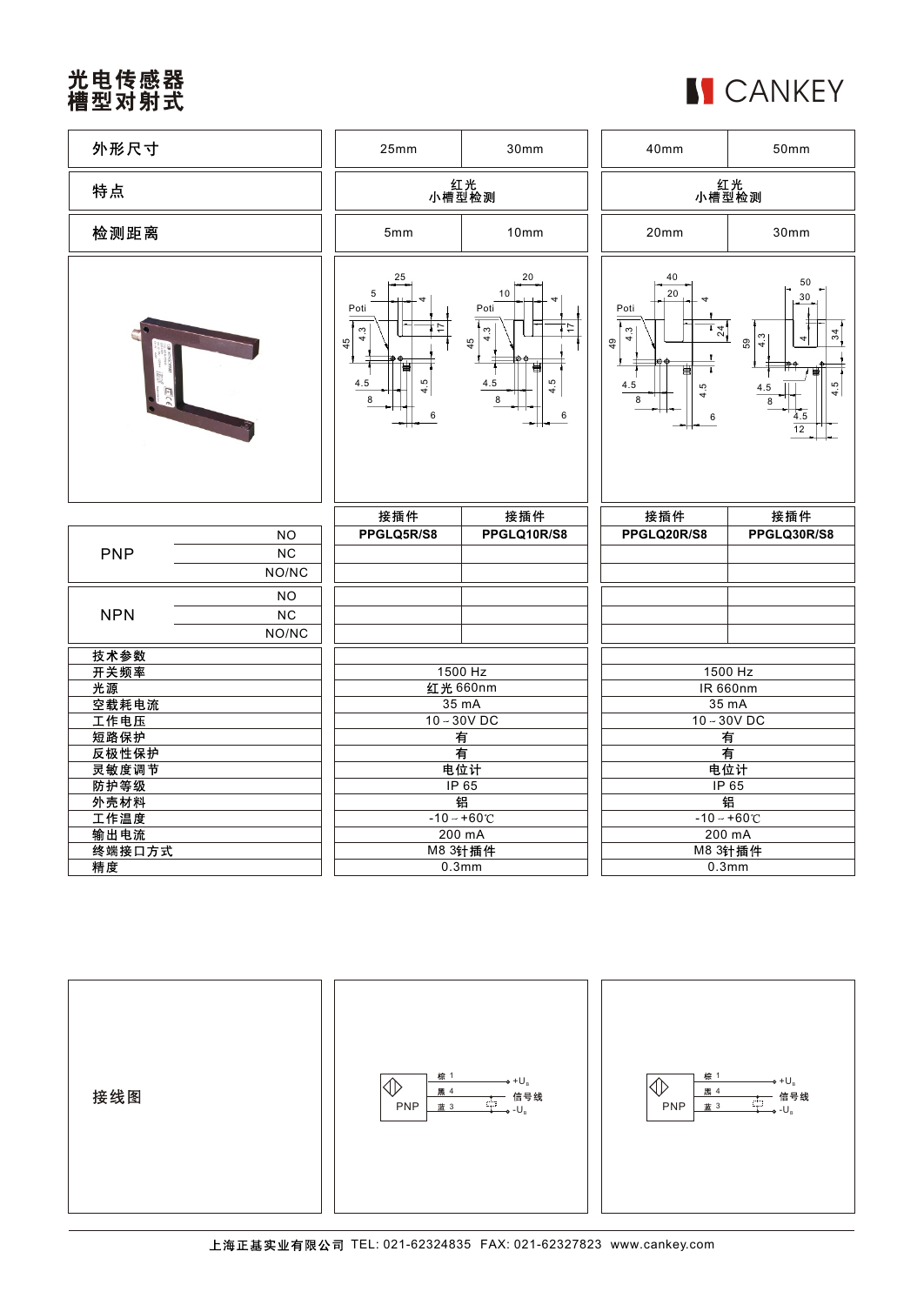# 光电传感器
# 槽型对射式

CANKEY

| 外形尺寸 | | 25mm | 30mm | 40mm | 50mm |
|---|---|---|---|---|---|
| 特点 | | 红光<br>小槽型检测 | | 红光<br>小槽型检测 | |
| 检测距离 | | 5mm | 10mm | 20mm | 30mm |
| | | 接插件 | 接插件 | 接插件 | 接插件 |
| PNP | NO | PPGLQ5R/S8 | PPGLQ10R/S8 | PPGLQ20R/S8 | PPGLQ30R/S8 |
| | NC | | | | |
| | NO/NC | | | | |
| NPN | NO | | | | |
| | NC | | | | |
| | NO/NC | | | | |

| 技术参数 | | |
|---|---|---|
| 开关频率 | 1500 Hz | 1500 Hz |
| 光源 | 红光 660nm | IR 660nm |
| 空载耗电流 | 35 mA | 35 mA |
| 工作电压 | 10～30V DC | 10～30V DC |
| 短路保护 | 有 | 有 |
| 反极性保护 | 有 | 有 |
| 灵敏度调节 | 电位计 | 电位计 |
| 防护等级 | IP 65 | IP 65 |
| 外壳材料 | 铝 | 铝 |
| 工作温度 | -10～+60℃ | -10～+60℃ |
| 输出电流 | 200 mA | 200 mA |
| 终端接口方式 | M8 3针插件 | M8 3针插件 |
| 精度 | 0.3mm | 0.3mm |

接线图

PNP：棕 1 → $+U_B$；黑 4 → 信号线；蓝 3 → $-U_B$

PNP：棕 1 → $+U_B$；黑 4 → 信号线；蓝 3 → $-U_B$

上海正基实业有限公司 TEL: 021-62324835 FAX: 021-62327823 www.cankey.com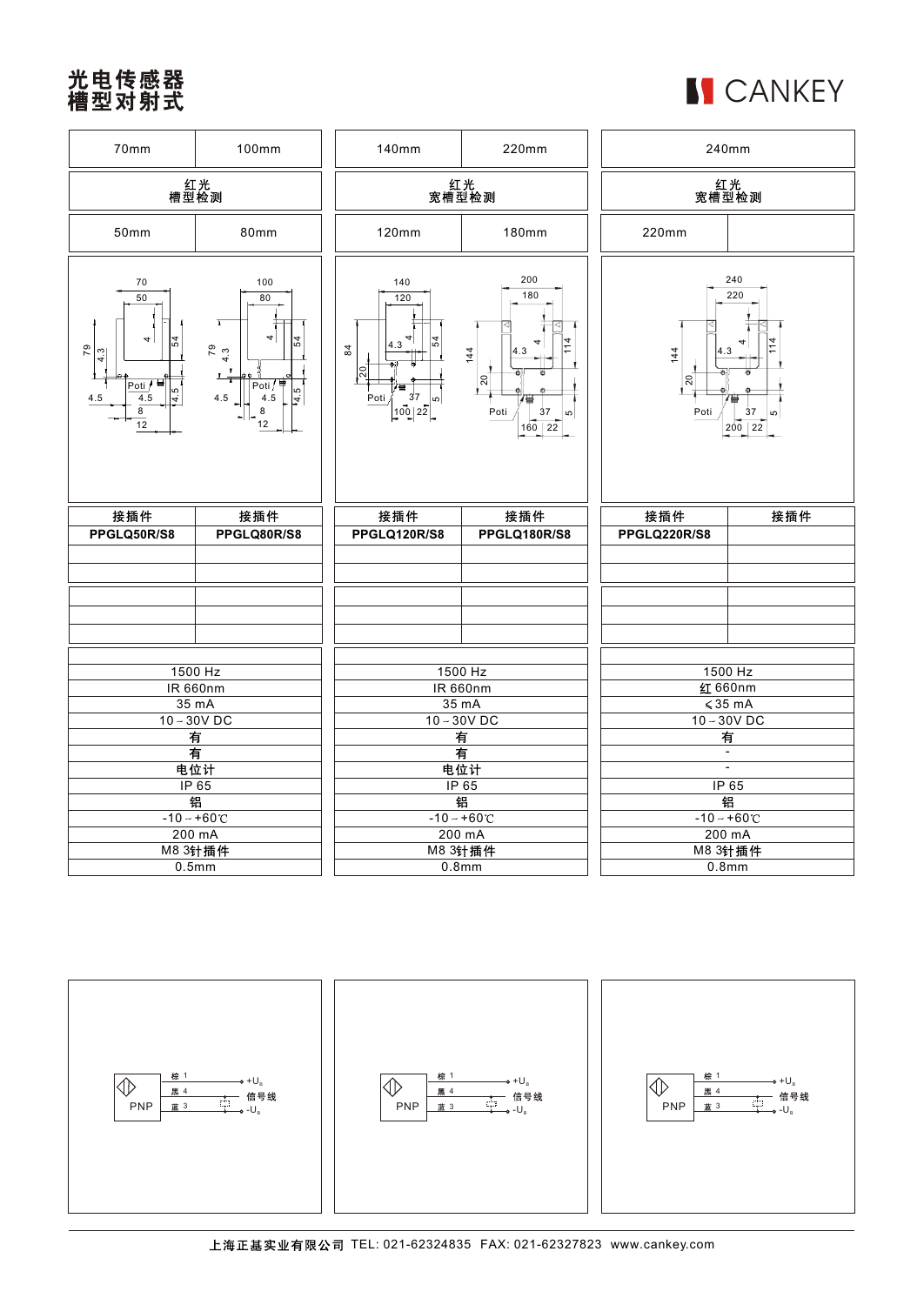# 光电传感器
# 槽型对射式

CANKEY

| 70mm | 100mm | 140mm | 220mm | 240mm | |
|---|---|---|---|---|---|
| 红光 槽型检测 | | 红光 宽槽型检测 | | 红光 宽槽型检测 | |
| 50mm | 80mm | 120mm | 180mm | 220mm | |
| 接插件 | 接插件 | 接插件 | 接插件 | 接插件 | 接插件 |
| PPGLQ50R/S8 | PPGLQ80R/S8 | PPGLQ120R/S8 | PPGLQ180R/S8 | PPGLQ220R/S8 | |
| | | | | | |
| | | | | | |
| | | | | | |
| | | | | | |
| | | | | | |
| 1500 Hz | | 1500 Hz | | 1500 Hz | |
| IR 660nm | | IR 660nm | | 红 660nm | |
| 35 mA | | 35 mA | | ≤35 mA | |
| 10－30V DC | | 10－30V DC | | 10－30V DC | |
| 有 | | 有 | | 有 | |
| 有 | | 有 | | - | |
| 电位计 | | 电位计 | | - | |
| IP 65 | | IP 65 | | IP 65 | |
| 铝 | | 铝 | | 铝 | |
| -10－+60℃ | | -10－+60℃ | | -10－+60℃ | |
| 200 mA | | 200 mA | | 200 mA | |
| M8 3针插件 | | M8 3针插件 | | M8 3针插件 | |
| 0.5mm | | 0.8mm | | 0.8mm | |

PNP：棕 1 — $+U_B$；黑 4 — 信号线；蓝 3 — $-U_B$

上海正基实业有限公司 TEL: 021-62324835 FAX: 021-62327823 www.cankey.com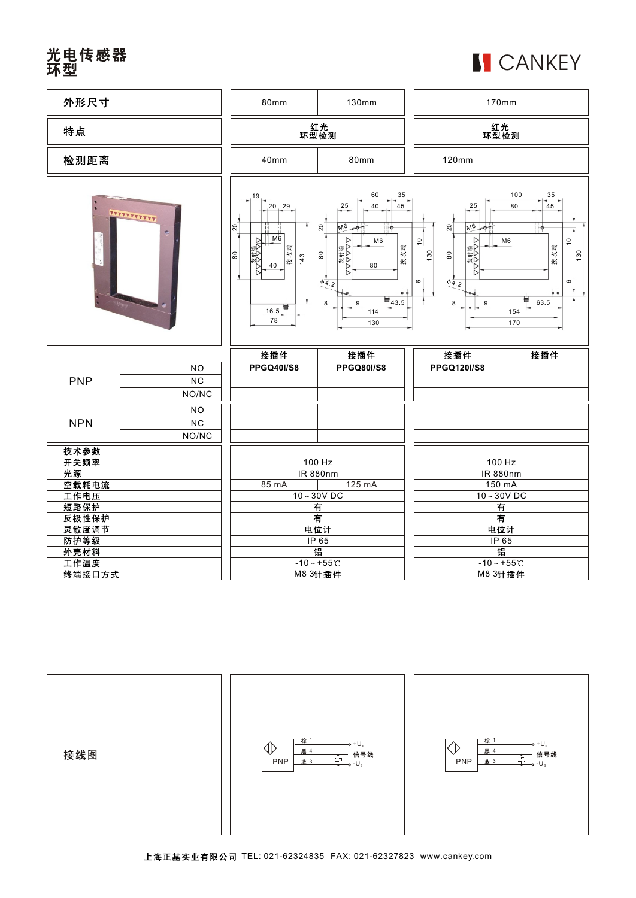# 光电传感器
## 环型

CANKEY

| | | | | |
|---|---|---|---|---|
| 外形尺寸 | 80mm | 130mm | 170mm | |
| 特点 | 红光 环型检测 | | 红光 环型检测 | |
| 检测距离 | 40mm | 80mm | 120mm | |

19
20 29
20
M6
80
发射端
40
接收端
143
16.5
78

60 35
25 40 45
20
M6
M6
80
发射端
80
接收端
10
130
6
φ4.2
8 9 43.5
114
130

100 35
25 80 45
20
M6
M6
80
发射端
接收端
10
130
6
φ4.2
8 9 63.5
154
170

| | | 接插件 | 接插件 | 接插件 | 接插件 |
|---|---|---|---|---|---|
| PNP | NO | PPGQ40I/S8 | PPGQ80I/S8 | PPGQ120I/S8 | |
| | NC | | | | |
| | NO/NC | | | | |
| NPN | NO | | | | |
| | NC | | | | |
| | NO/NC | | | | |

| 技术参数 | | | |
|---|---|---|---|
| 开关频率 | 100 Hz | | 100 Hz |
| 光源 | IR 880nm | | IR 880nm |
| 空载耗电流 | 85 mA | 125 mA | 150 mA |
| 工作电压 | 10～30V DC | | 10～30V DC |
| 短路保护 | 有 | | 有 |
| 反极性保护 | 有 | | 有 |
| 灵敏度调节 | 电位计 | | 电位计 |
| 防护等级 | IP 65 | | IP 65 |
| 外壳材料 | 铝 | | 铝 |
| 工作温度 | -10～+55℃ | | -10～+55℃ |
| 终端接口方式 | M8 3针插件 | | M8 3针插件 |

接线图

PNP
棕 1 — $+U_B$
黑 4 — 信号线
蓝 3 — $-U_B$

PNP
棕 1 — $+U_B$
黑 4 — 信号线
蓝 3 — $-U_B$

上海正基实业有限公司 TEL: 021-62324835 FAX: 021-62327823 www.cankey.com